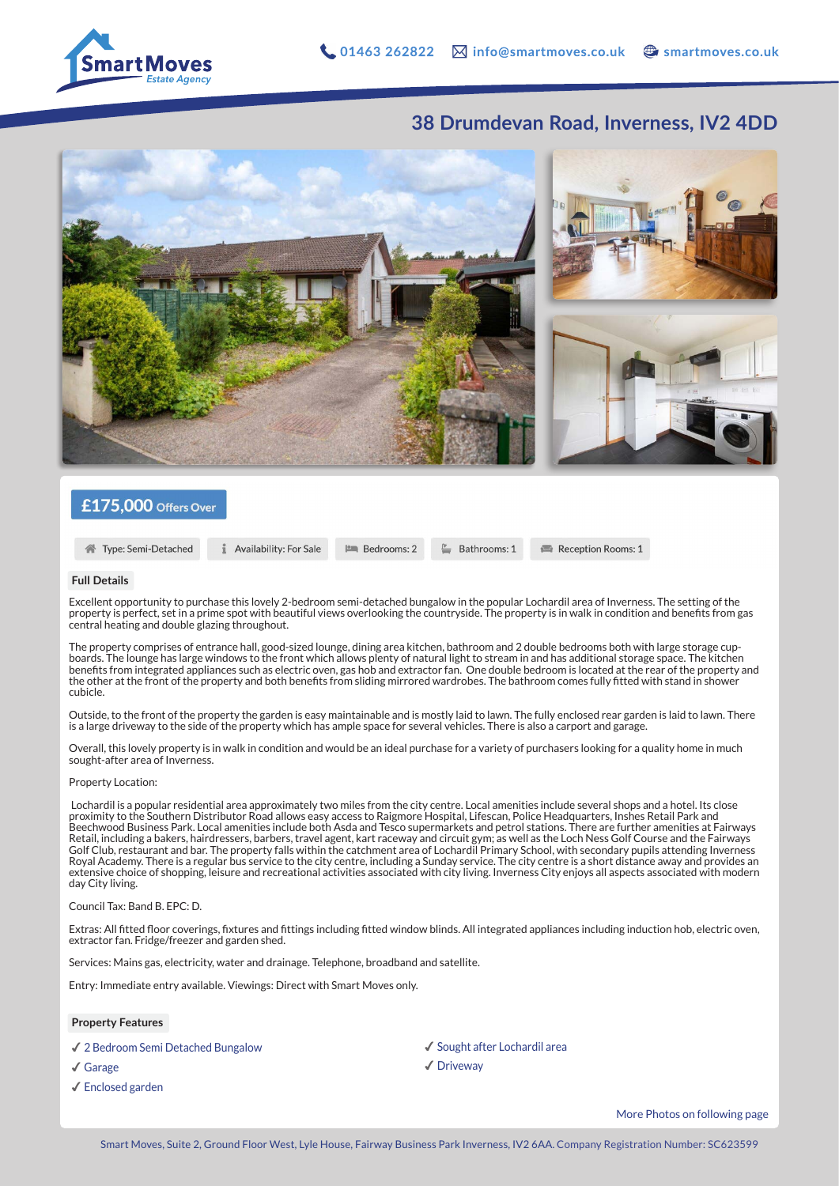Smart Moves Estate Agency

01463 262822 | info@smartmoves.co.uk | smartmoves.co.uk

# 38 Drumdevan Road, Inverness, IV2 4DD

## £175,000 Offers Over

Type: Semi-Detached | Availability: For Sale | Bedrooms: 2 | Bathrooms: 1 | Reception Rooms: 1

### Full Details

Excellent opportunity to purchase this lovely 2-bedroom semi-detached bungalow in the popular Lochardil area of Inverness. The setting of the property is perfect, set in a prime spot with beautiful views overlooking the countryside. The property is in walk in condition and benefits from gas central heating and double glazing throughout.

The property comprises of entrance hall, good-sized lounge, dining area kitchen, bathroom and 2 double bedrooms both with large storage cup-boards. The lounge has large windows to the front which allows plenty of natural light to stream in and has additional storage space. The kitchen benefits from integrated appliances such as electric oven, gas hob and extractor fan. One double bedroom is located at the rear of the property and the other at the front of the property and both benefits from sliding mirrored wardrobes. The bathroom comes fully fitted with stand in shower cubicle.

Outside, to the front of the property the garden is easy maintainable and is mostly laid to lawn. The fully enclosed rear garden is laid to lawn. There is a large driveway to the side of the property which has ample space for several vehicles. There is also a carport and garage.

Overall, this lovely property is in walk in condition and would be an ideal purchase for a variety of purchasers looking for a quality home in much sought-after area of Inverness.

Property Location:

Lochardil is a popular residential area approximately two miles from the city centre. Local amenities include several shops and a hotel. Its close proximity to the Southern Distributor Road allows easy access to Raigmore Hospital, Lifescan, Police Headquarters, Inshes Retail Park and Beechwood Business Park. Local amenities include both Asda and Tesco supermarkets and petrol stations. There are further amenities at Fairways Retail, including a bakers, hairdressers, barbers, travel agent, kart raceway and circuit gym; as well as the Loch Ness Golf Course and the Fairways Golf Club, restaurant and bar. The property falls within the catchment area of Lochardil Primary School, with secondary pupils attending Inverness Royal Academy. There is a regular bus service to the city centre, including a Sunday service. The city centre is a short distance away and provides an extensive choice of shopping, leisure and recreational activities associated with city living. Inverness City enjoys all aspects associated with modern day City living.

Council Tax: Band B. EPC: D.

Extras: All fitted floor coverings, fixtures and fittings including fitted window blinds. All integrated appliances including induction hob, electric oven, extractor fan. Fridge/freezer and garden shed.

Services: Mains gas, electricity, water and drainage. Telephone, broadband and satellite.

Entry: Immediate entry available. Viewings: Direct with Smart Moves only.

### Property Features

- ✓ 2 Bedroom Semi Detached Bungalow
- ✓ Garage
- ✓ Enclosed garden
- ✓ Sought after Lochardil area
- ✓ Driveway

More Photos on following page

Smart Moves, Suite 2, Ground Floor West, Lyle House, Fairway Business Park Inverness, IV2 6AA. Company Registration Number: SC623599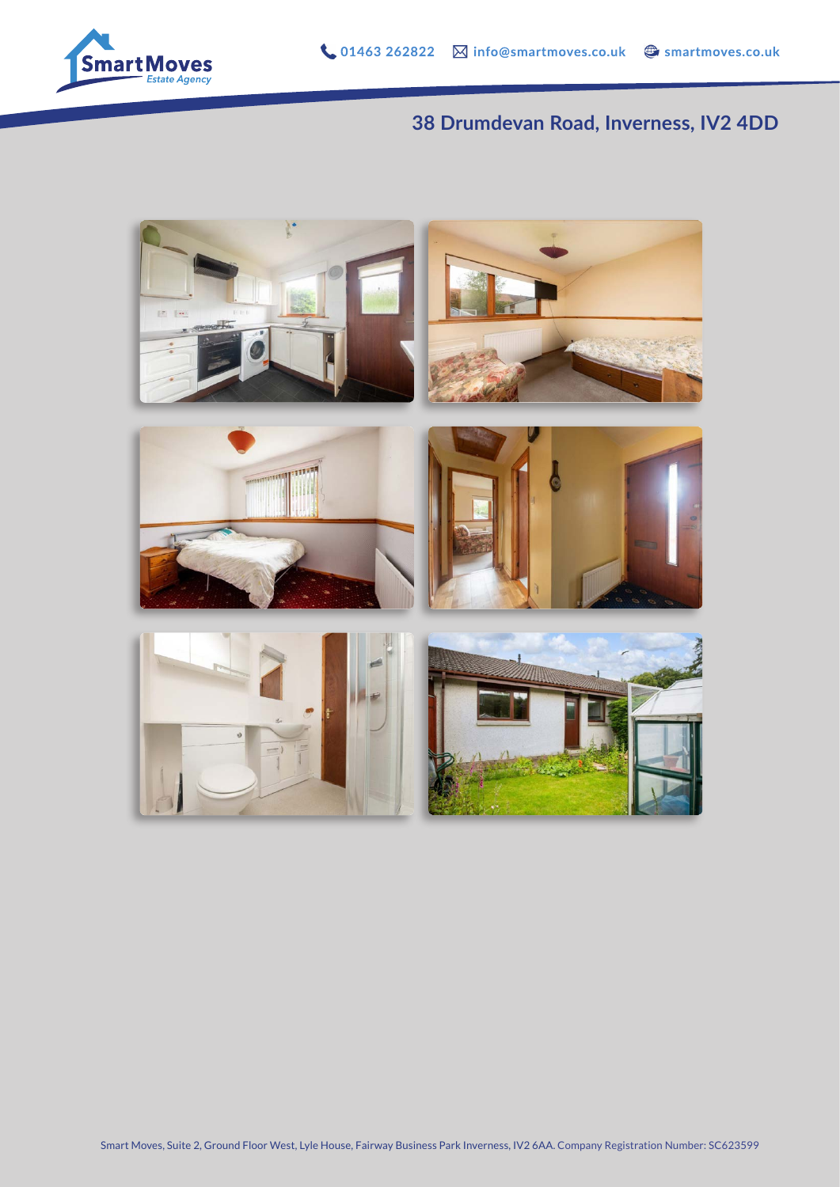# 38 Drumdevan Road, Inverness, IV2 4DD

01463 262822 | info@smartmoves.co.uk | smartmoves.co.uk

Smart Moves, Suite 2, Ground Floor West, Lyle House, Fairway Business Park Inverness, IV2 6AA. Company Registration Number: SC623599